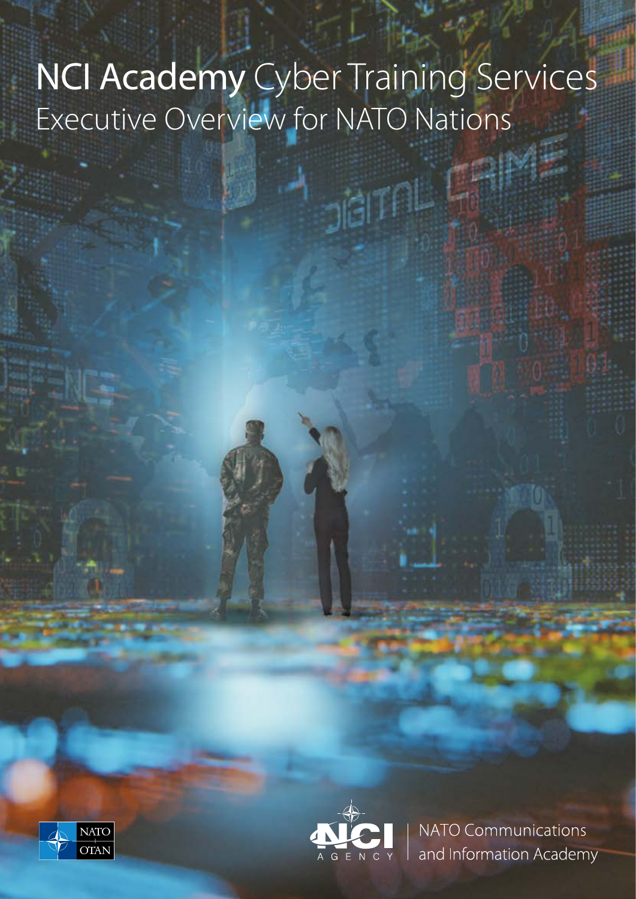# NCI Academy Cyber Training Services

## Executive Overview for NATO Nations

NATO OTAN

NCI AGENCY

NATO Communications and Information Academy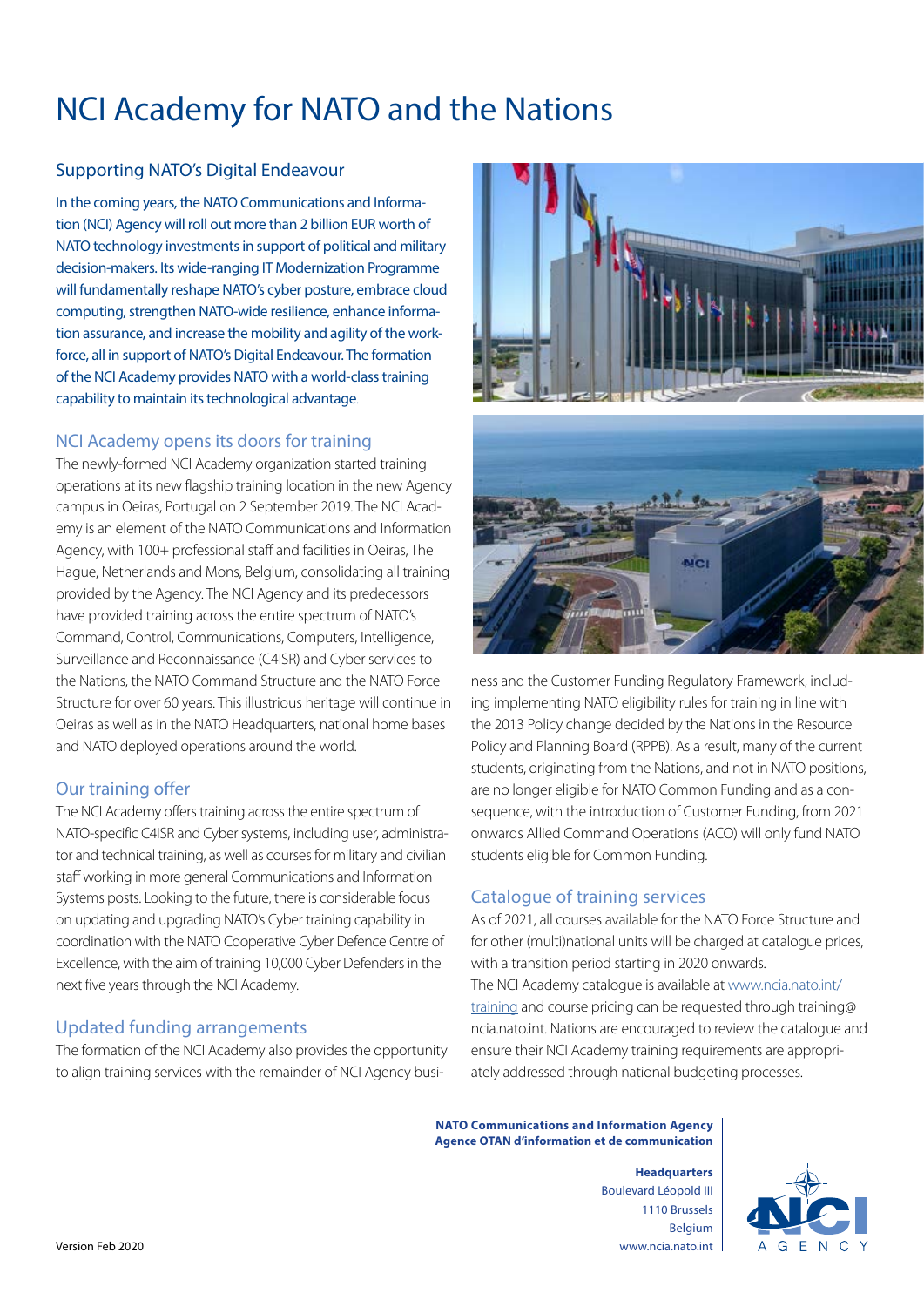# NCI Academy for NATO and the Nations

## Supporting NATO's Digital Endeavour

In the coming years, the NATO Communications and Information (NCI) Agency will roll out more than 2 billion EUR worth of NATO technology investments in support of political and military decision-makers. Its wide-ranging IT Modernization Programme will fundamentally reshape NATO's cyber posture, embrace cloud computing, strengthen NATO-wide resilience, enhance information assurance, and increase the mobility and agility of the workforce, all in support of NATO's Digital Endeavour. The formation of the NCI Academy provides NATO with a world-class training capability to maintain its technological advantage.

## NCI Academy opens its doors for training

The newly-formed NCI Academy organization started training operations at its new flagship training location in the new Agency campus in Oeiras, Portugal on 2 September 2019. The NCI Academy is an element of the NATO Communications and Information Agency, with 100+ professional staff and facilities in Oeiras, The Hague, Netherlands and Mons, Belgium, consolidating all training provided by the Agency. The NCI Agency and its predecessors have provided training across the entire spectrum of NATO's Command, Control, Communications, Computers, Intelligence, Surveillance and Reconnaissance (C4ISR) and Cyber services to the Nations, the NATO Command Structure and the NATO Force Structure for over 60 years. This illustrious heritage will continue in Oeiras as well as in the NATO Headquarters, national home bases and NATO deployed operations around the world.

## Our training offer

The NCI Academy offers training across the entire spectrum of NATO-specific C4ISR and Cyber systems, including user, administrator and technical training, as well as courses for military and civilian staff working in more general Communications and Information Systems posts. Looking to the future, there is considerable focus on updating and upgrading NATO's Cyber training capability in coordination with the NATO Cooperative Cyber Defence Centre of Excellence, with the aim of training 10,000 Cyber Defenders in the next five years through the NCI Academy.

## Updated funding arrangements

The formation of the NCI Academy also provides the opportunity to align training services with the remainder of NCI Agency business and the Customer Funding Regulatory Framework, including implementing NATO eligibility rules for training in line with the 2013 Policy change decided by the Nations in the Resource Policy and Planning Board (RPPB). As a result, many of the current students, originating from the Nations, and not in NATO positions, are no longer eligible for NATO Common Funding and as a consequence, with the introduction of Customer Funding, from 2021 onwards Allied Command Operations (ACO) will only fund NATO students eligible for Common Funding.

## Catalogue of training services

As of 2021, all courses available for the NATO Force Structure and for other (multi)national units will be charged at catalogue prices, with a transition period starting in 2020 onwards.

The NCI Academy catalogue is available at www.ncia.nato.int/training and course pricing can be requested through training@ncia.nato.int. Nations are encouraged to review the catalogue and ensure their NCI Academy training requirements are appropriately addressed through national budgeting processes.

**NATO Communications and Information Agency**
**Agence OTAN d'information et de communication**

**Headquarters**
Boulevard Léopold III
1110 Brussels
Belgium
www.ncia.nato.int

Version Feb 2020